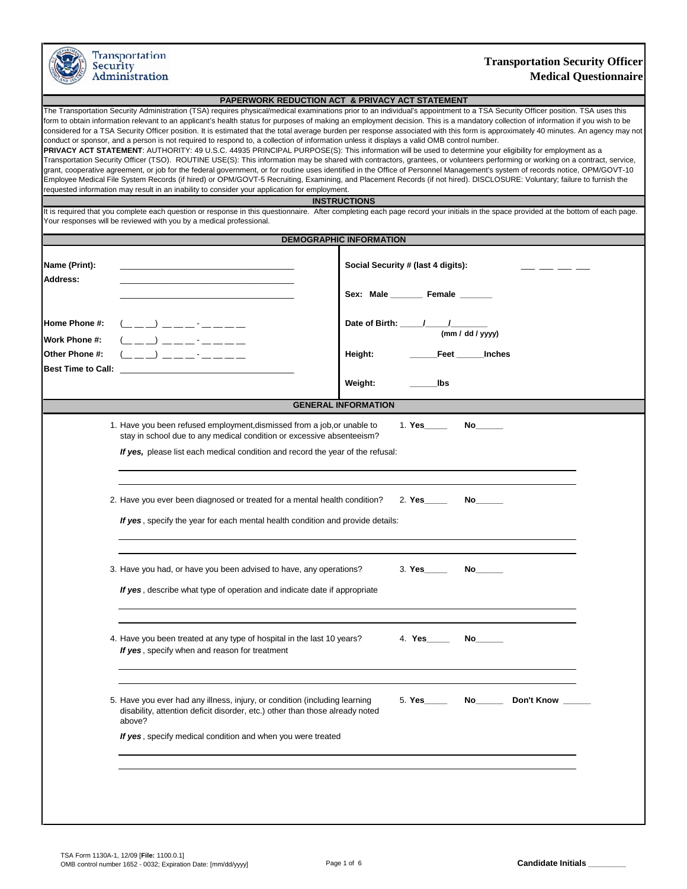Transportation Security Administration

# Transportation Security Officer Medical Questionnaire

## PAPERWORK REDUCTION ACT & PRIVACY ACT STATEMENT

The Transportation Security Administration (TSA) requires physical/medical examinations prior to an individual's appointment to a TSA Security Officer position. TSA uses this form to obtain information relevant to an applicant's health status for purposes of making an employment decision. This is a mandatory collection of information if you wish to be considered for a TSA Security Officer position. It is estimated that the total average burden per response associated with this form is approximately 40 minutes. An agency may not conduct or sponsor, and a person is not required to respond to, a collection of information unless it displays a valid OMB control number.

**PRIVACY ACT STATEMENT**: AUTHORITY: 49 U.S.C. 44935 PRINCIPAL PURPOSE(S): This information will be used to determine your eligibility for employment as a Transportation Security Officer (TSO). ROUTINE USE(S): This information may be shared with contractors, grantees, or volunteers performing or working on a contract, service, grant, cooperative agreement, or job for the federal government, or for routine uses identified in the Office of Personnel Management's system of records notice, OPM/GOVT-10 Employee Medical File System Records (if hired) or OPM/GOVT-5 Recruiting, Examining, and Placement Records (if not hired). DISCLOSURE: Voluntary; failure to furnish the requested information may result in an inability to consider your application for employment.

## INSTRUCTIONS

It is required that you complete each question or response in this questionnaire. After completing each page record your initials in the space provided at the bottom of each page. Your responses will be reviewed with you by a medical professional.

## DEMOGRAPHIC INFORMATION

**Name (Print):** ____________________________________

**Address:** ____________________________________

____________________________________

**Home Phone #:** (__ __ __) __ __ __ - __ __ __ __

**Work Phone #:** (__ __ __) __ __ __ - __ __ __ __

**Other Phone #:** (__ __ __) __ __ __ - __ __ __ __

**Best Time to Call:** ____________________________________

**Social Security # (last 4 digits):** ___ ___ ___ ___

**Sex: Male** _______ **Female** _______

**Date of Birth:** _____/_____/________ **(mm / dd / yyyy)**

**Height:** ______**Feet** ______**Inches**

**Weight:** ______**lbs**

## GENERAL INFORMATION

1. Have you been refused employment,dismissed from a job,or unable to stay in school due to any medical condition or excessive absenteeism? 1. **Yes**_____ **No**______

   ***If yes,*** please list each medical condition and record the year of the refusal:

   ____________________________________________________________

   ____________________________________________________________

2. Have you ever been diagnosed or treated for a mental health condition? 2. **Yes**_____ **No**______

   ***If yes*** , specify the year for each mental health condition and provide details:

   ____________________________________________________________

   ____________________________________________________________

3. Have you had, or have you been advised to have, any operations? 3. **Yes**_____ **No**______

   ***If yes*** , describe what type of operation and indicate date if appropriate

   ____________________________________________________________

   ____________________________________________________________

4. Have you been treated at any type of hospital in the last 10 years? 4. **Yes**_____ **No**______

   ***If yes*** , specify when and reason for treatment

   ____________________________________________________________

   ____________________________________________________________

5. Have you ever had any illness, injury, or condition (including learning disability, attention deficit disorder, etc.) other than those already noted above? 5. **Yes**_____ **No**______ **Don't Know** ______

   ***If yes*** , specify medical condition and when you were treated

   ____________________________________________________________

   ____________________________________________________________

TSA Form 1130A-1, 12/09 [**File:** 1100.0.1]
OMB control number 1652 - 0032; Expiration Date: [mm/dd/yyyy]

**Candidate Initials** ________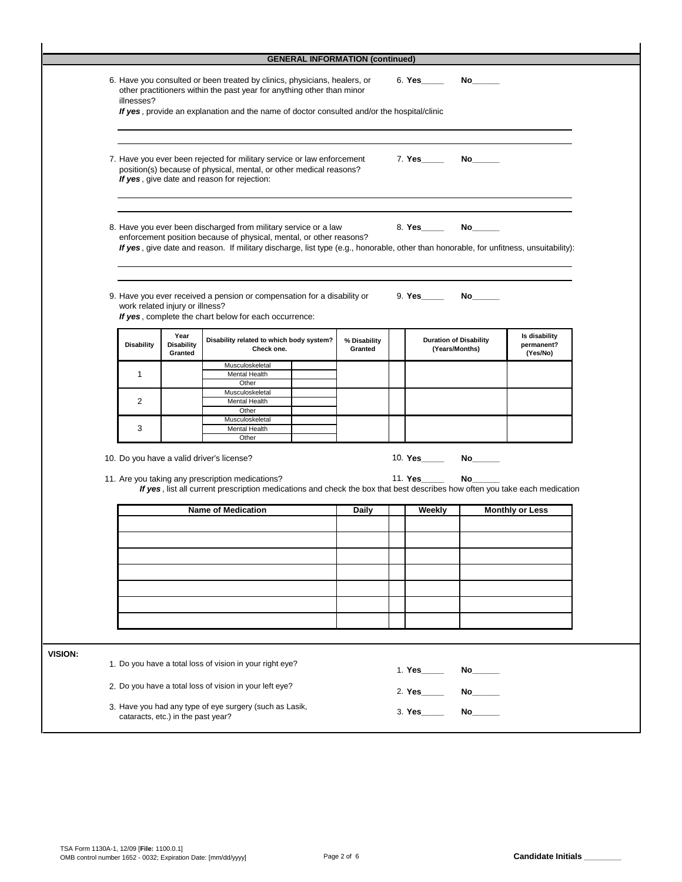## GENERAL INFORMATION (continued)

6. Have you consulted or been treated by clinics, physicians, healers, or other practitioners within the past year for anything other than minor illnesses? 6. **Yes**_____ **No**______

   ***If yes***, provide an explanation and the name of doctor consulted and/or the hospital/clinic

   ______________________________________________________________________

   ______________________________________________________________________

7. Have you ever been rejected for military service or law enforcement position(s) because of physical, mental, or other medical reasons? 7. **Yes**_____ **No**______

   ***If yes***, give date and reason for rejection:

   ______________________________________________________________________

   ______________________________________________________________________

8. Have you ever been discharged from military service or a law enforcement position because of physical, mental, or other medical reasons? 8. **Yes**_____ **No**______

   ***If yes***, give date and reason. If military discharge, list type (e.g., honorable, other than honorable, for unfitness, unsuitability):

   ______________________________________________________________________

   ______________________________________________________________________

9. Have you ever received a pension or compensation for a disability or work related injury or illness? 9. **Yes**_____ **No**______

   ***If yes***, complete the chart below for each occurrence:

| Disability | Year Disability Granted | Disability related to which body system? Check one. | | % Disability Granted | Duration of Disability (Years/Months) | Is disability permanent? (Yes/No) |
|---|---|---|---|---|---|---|
| 1 | | Musculoskeletal | | | | |
| | | Mental Health | | | | |
| | | Other | | | | |
| 2 | | Musculoskeletal | | | | |
| | | Mental Health | | | | |
| | | Other | | | | |
| 3 | | Musculoskeletal | | | | |
| | | Mental Health | | | | |
| | | Other | | | | |

10. Do you have a valid driver's license? 10. **Yes**_____ **No**______

11. Are you taking any prescription medications? 11. **Yes**_____ **No**______

    ***If yes***, list all current prescription medications and check the box that best describes how often you take each medication

| Name of Medication | Daily | Weekly | Monthly or Less |
|---|---|---|---|
| | | | |
| | | | |
| | | | |
| | | | |
| | | | |
| | | | |
| | | | |

**VISION:**

1. Do you have a total loss of vision in your right eye? 1. **Yes**_____ **No**______
2. Do you have a total loss of vision in your left eye? 2. **Yes**_____ **No**______
3. Have you had any type of eye surgery (such as Lasik, cataracts, etc.) in the past year? 3. **Yes**_____ **No**______

TSA Form 1130A-1, 12/09 [**File:** 1100.0.1]
OMB control number 1652 - 0032; Expiration Date: [mm/dd/yyyy]

**Candidate Initials** _________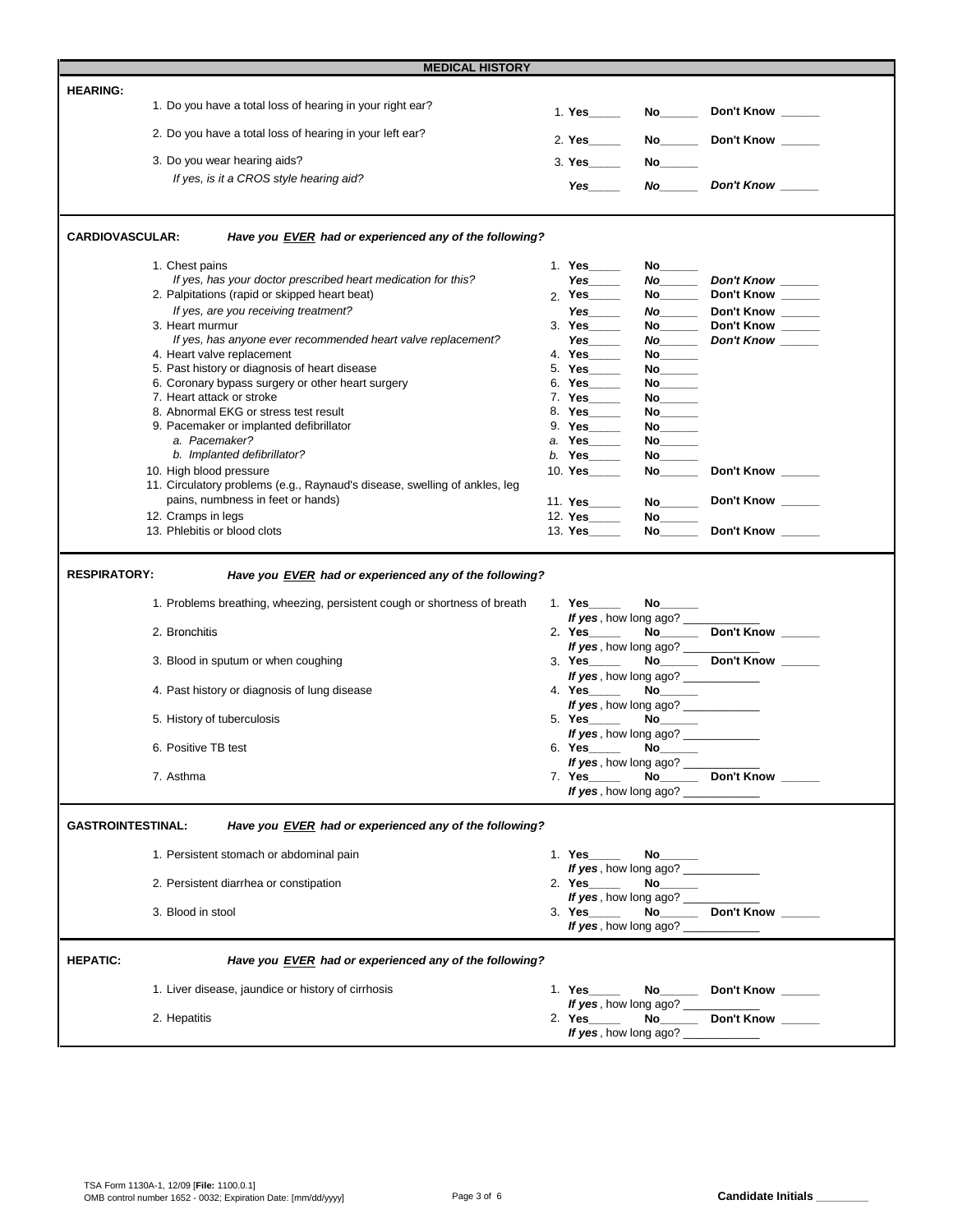## MEDICAL HISTORY

### HEARING:

1. Do you have a total loss of hearing in your right ear? — 1. **Yes**\_\_\_\_\_ **No**\_\_\_\_\_\_ **Don't Know** \_\_\_\_\_\_
2. Do you have a total loss of hearing in your left ear? — 2. **Yes**\_\_\_\_\_ **No**\_\_\_\_\_\_ **Don't Know** \_\_\_\_\_\_
3. Do you wear hearing aids? — 3. **Yes**\_\_\_\_\_ **No**\_\_\_\_\_\_
   *If yes, is it a CROS style hearing aid?* — ***Yes***\_\_\_\_\_ ***No***\_\_\_\_\_\_ ***Don't Know*** \_\_\_\_\_\_

### CARDIOVASCULAR: *Have you EVER had or experienced any of the following?*

1. Chest pains — 1. **Yes**\_\_\_\_\_ **No**\_\_\_\_\_\_
   *If yes, has your doctor prescribed heart medication for this?* — ***Yes***\_\_\_\_\_ ***No***\_\_\_\_\_\_ ***Don't Know*** \_\_\_\_\_\_
2. Palpitations (rapid or skipped heart beat) — 2. **Yes**\_\_\_\_\_ **No**\_\_\_\_\_\_ **Don't Know** \_\_\_\_\_\_
   *If yes, are you receiving treatment?* — ***Yes***\_\_\_\_\_ ***No***\_\_\_\_\_\_ **Don't Know** \_\_\_\_\_\_
3. Heart murmur — 3. **Yes**\_\_\_\_\_ **No**\_\_\_\_\_\_ **Don't Know** \_\_\_\_\_\_
   *If yes, has anyone ever recommended heart valve replacement?* — ***Yes***\_\_\_\_\_ ***No***\_\_\_\_\_\_ ***Don't Know*** \_\_\_\_\_\_
4. Heart valve replacement — 4. **Yes**\_\_\_\_\_ **No**\_\_\_\_\_\_
5. Past history or diagnosis of heart disease — 5. **Yes**\_\_\_\_\_ **No**\_\_\_\_\_\_
6. Coronary bypass surgery or other heart surgery — 6. **Yes**\_\_\_\_\_ **No**\_\_\_\_\_\_
7. Heart attack or stroke — 7. **Yes**\_\_\_\_\_ **No**\_\_\_\_\_\_
8. Abnormal EKG or stress test result — 8. **Yes**\_\_\_\_\_ **No**\_\_\_\_\_\_
9. Pacemaker or implanted defibrillator — 9. **Yes**\_\_\_\_\_ **No**\_\_\_\_\_\_
   a. *Pacemaker?* — *a.* **Yes**\_\_\_\_\_ **No**\_\_\_\_\_\_
   b. *Implanted defibrillator?* — *b.* **Yes**\_\_\_\_\_ **No**\_\_\_\_\_\_
10. High blood pressure — 10. **Yes**\_\_\_\_\_ **No**\_\_\_\_\_\_ **Don't Know** \_\_\_\_\_\_
11. Circulatory problems (e.g., Raynaud's disease, swelling of ankles, leg pains, numbness in feet or hands) — 11. **Yes**\_\_\_\_\_ **No**\_\_\_\_\_\_ **Don't Know** \_\_\_\_\_\_
12. Cramps in legs — 12. **Yes**\_\_\_\_\_ **No**\_\_\_\_\_\_
13. Phlebitis or blood clots — 13. **Yes**\_\_\_\_\_ **No**\_\_\_\_\_\_ **Don't Know** \_\_\_\_\_\_

### RESPIRATORY: *Have you EVER had or experienced any of the following?*

1. Problems breathing, wheezing, persistent cough or shortness of breath — 1. **Yes**\_\_\_\_\_ **No**\_\_\_\_\_\_
   ***If yes***, how long ago? \_\_\_\_\_\_\_\_\_\_\_\_
2. Bronchitis — 2. **Yes**\_\_\_\_\_ **No**\_\_\_\_\_\_ **Don't Know** \_\_\_\_\_\_
   ***If yes***, how long ago? \_\_\_\_\_\_\_\_\_\_\_\_
3. Blood in sputum or when coughing — 3. **Yes**\_\_\_\_\_ **No**\_\_\_\_\_\_ **Don't Know** \_\_\_\_\_\_
   ***If yes***, how long ago? \_\_\_\_\_\_\_\_\_\_\_\_
4. Past history or diagnosis of lung disease — 4. **Yes**\_\_\_\_\_ **No**\_\_\_\_\_\_
   ***If yes***, how long ago? \_\_\_\_\_\_\_\_\_\_\_\_
5. History of tuberculosis — 5. **Yes**\_\_\_\_\_ **No**\_\_\_\_\_\_
   ***If yes***, how long ago? \_\_\_\_\_\_\_\_\_\_\_\_
6. Positive TB test — 6. **Yes**\_\_\_\_\_ **No**\_\_\_\_\_\_
   ***If yes***, how long ago? \_\_\_\_\_\_\_\_\_\_\_\_
7. Asthma — 7. **Yes**\_\_\_\_\_ **No**\_\_\_\_\_\_ **Don't Know** \_\_\_\_\_\_
   ***If yes***, how long ago? \_\_\_\_\_\_\_\_\_\_\_\_

### GASTROINTESTINAL: *Have you EVER had or experienced any of the following?*

1. Persistent stomach or abdominal pain — 1. **Yes**\_\_\_\_\_ **No**\_\_\_\_\_\_
   ***If yes***, how long ago? \_\_\_\_\_\_\_\_\_\_\_\_
2. Persistent diarrhea or constipation — 2. **Yes**\_\_\_\_\_ **No**\_\_\_\_\_\_
   ***If yes***, how long ago? \_\_\_\_\_\_\_\_\_\_\_\_
3. Blood in stool — 3. **Yes**\_\_\_\_\_ **No**\_\_\_\_\_\_ **Don't Know** \_\_\_\_\_\_
   ***If yes***, how long ago? \_\_\_\_\_\_\_\_\_\_\_\_

### HEPATIC: *Have you EVER had or experienced any of the following?*

1. Liver disease, jaundice or history of cirrhosis — 1. **Yes**\_\_\_\_\_ **No**\_\_\_\_\_\_ **Don't Know** \_\_\_\_\_\_
   ***If yes***, how long ago? \_\_\_\_\_\_\_\_\_\_\_\_
2. Hepatitis — 2. **Yes**\_\_\_\_\_ **No**\_\_\_\_\_\_ **Don't Know** \_\_\_\_\_\_
   ***If yes***, how long ago? \_\_\_\_\_\_\_\_\_\_\_\_

TSA Form 1130A-1, 12/09 [**File:** 1100.0.1]
OMB control number 1652 - 0032; Expiration Date: [mm/dd/yyyy]

**Candidate Initials** \_\_\_\_\_\_\_\_\_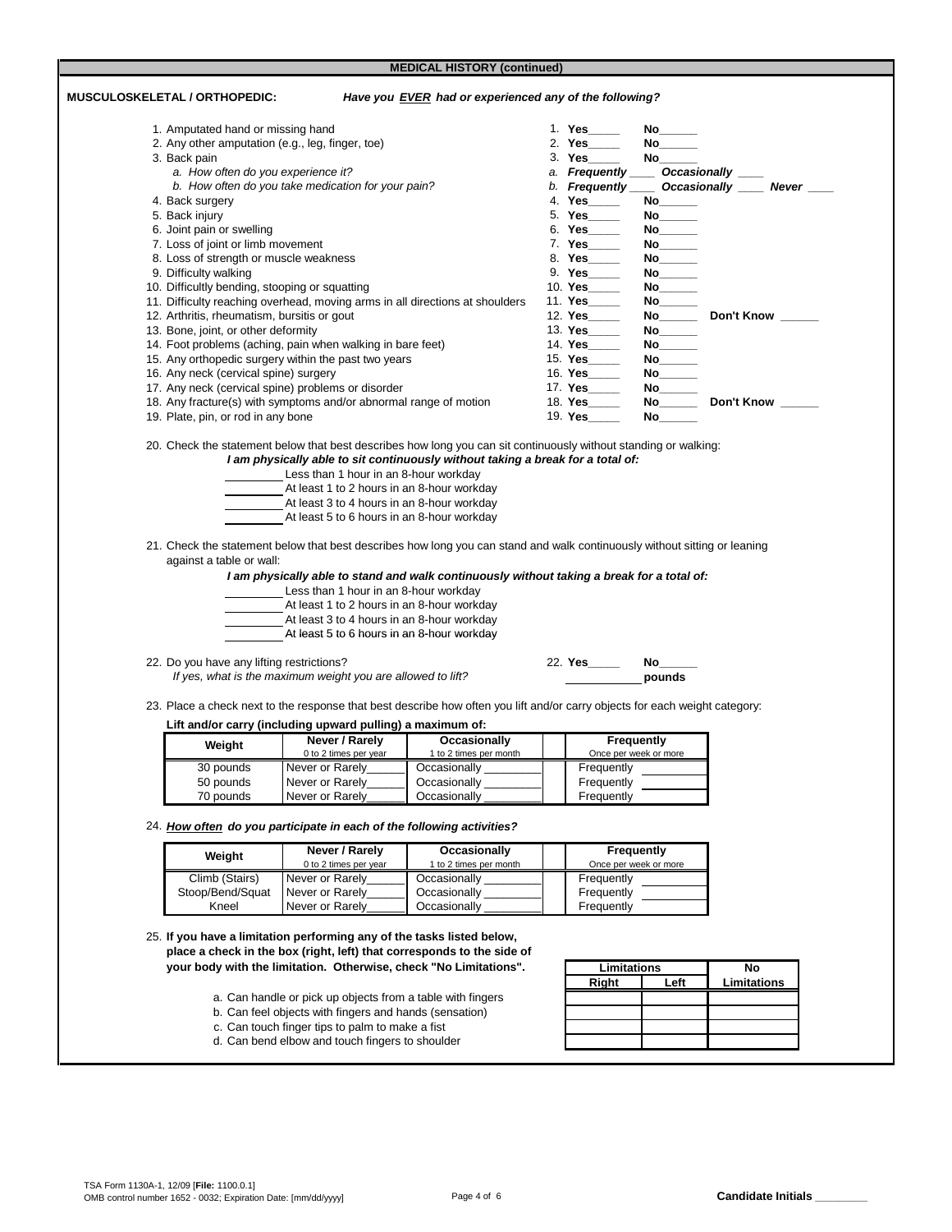## MEDICAL HISTORY (continued)

**MUSCULOSKELETAL / ORTHOPEDIC:** ***Have you EVER had or experienced any of the following?***

1. Amputated hand or missing hand — 1. **Yes**_____ **No**______
2. Any other amputation (e.g., leg, finger, toe) — 2. **Yes**_____ **No**______
3. Back pain — 3. **Yes**_____ **No**______
   a. *How often do you experience it?* — *a.* ***Frequently*** ____ ***Occasionally*** ____
   b. *How often do you take medication for your pain?* — *b.* ***Frequently*** ____ ***Occasionally*** ____ ***Never*** ____
4. Back surgery — 4. **Yes**_____ **No**______
5. Back injury — 5. **Yes**_____ **No**______
6. Joint pain or swelling — 6. **Yes**_____ **No**______
7. Loss of joint or limb movement — 7. **Yes**_____ **No**______
8. Loss of strength or muscle weakness — 8. **Yes**_____ **No**______
9. Difficulty walking — 9. **Yes**_____ **No**______
10. Difficultly bending, stooping or squatting — 10. **Yes**_____ **No**______
11. Difficulty reaching overhead, moving arms in all directions at shoulders — 11. **Yes**_____ **No**______
12. Arthritis, rheumatism, bursitis or gout — 12. **Yes**_____ **No**______ **Don't Know** ______
13. Bone, joint, or other deformity — 13. **Yes**_____ **No**______
14. Foot problems (aching, pain when walking in bare feet) — 14. **Yes**_____ **No**______
15. Any orthopedic surgery within the past two years — 15. **Yes**_____ **No**______
16. Any neck (cervical spine) surgery — 16. **Yes**_____ **No**______
17. Any neck (cervical spine) problems or disorder — 17. **Yes**_____ **No**______
18. Any fracture(s) with symptoms and/or abnormal range of motion — 18. **Yes**_____ **No**______ **Don't Know** ______
19. Plate, pin, or rod in any bone — 19. **Yes**_____ **No**______

20. Check the statement below that best describes how long you can sit continuously without standing or walking:

    ***I am physically able to sit continuously without taking a break for a total of:***

    _________ Less than 1 hour in an 8-hour workday
    _________ At least 1 to 2 hours in an 8-hour workday
    _________ At least 3 to 4 hours in an 8-hour workday
    _________ At least 5 to 6 hours in an 8-hour workday

21. Check the statement below that best describes how long you can stand and walk continuously without sitting or leaning against a table or wall:

    ***I am physically able to stand and walk continuously without taking a break for a total of:***

    _________ Less than 1 hour in an 8-hour workday
    _________ At least 1 to 2 hours in an 8-hour workday
    _________ At least 3 to 4 hours in an 8-hour workday
    _________ At least 5 to 6 hours in an 8-hour workday

22. Do you have any lifting restrictions? — 22. **Yes**_____ **No**______
    *If yes, what is the maximum weight you are allowed to lift?* ___________ **pounds**

23. Place a check next to the response that best describe how often you lift and/or carry objects for each weight category:

**Lift and/or carry (including upward pulling) a maximum of:**

| Weight | Never / Rarely<br>0 to 2 times per year | Occasionally<br>1 to 2 times per month | Frequently<br>Once per week or more |
|---|---|---|---|
| 30 pounds | Never or Rarely______ | Occasionally ________ | Frequently ________ |
| 50 pounds | Never or Rarely______ | Occasionally ________ | Frequently ________ |
| 70 pounds | Never or Rarely______ | Occasionally ________ | Frequently ________ |

24. ***How often do you participate in each of the following activities?***

| Weight | Never / Rarely<br>0 to 2 times per year | Occasionally<br>1 to 2 times per month | Frequently<br>Once per week or more |
|---|---|---|---|
| Climb (Stairs) | Never or Rarely______ | Occasionally ________ | Frequently ________ |
| Stoop/Bend/Squat | Never or Rarely______ | Occasionally ________ | Frequently ________ |
| Kneel | Never or Rarely______ | Occasionally ________ | Frequently ________ |

25. **If you have a limitation performing any of the tasks listed below, place a check in the box (right, left) that corresponds to the side of your body with the limitation. Otherwise, check "No Limitations".**

| | Limitations – Right | Limitations – Left | No Limitations |
|---|---|---|---|
| a. Can handle or pick up objects from a table with fingers | | | |
| b. Can feel objects with fingers and hands (sensation) | | | |
| c. Can touch finger tips to palm to make a fist | | | |
| d. Can bend elbow and touch fingers to shoulder | | | |

TSA Form 1130A-1, 12/09 [**File:** 1100.0.1]
OMB control number 1652 - 0032; Expiration Date: [mm/dd/yyyy]

**Candidate Initials** ________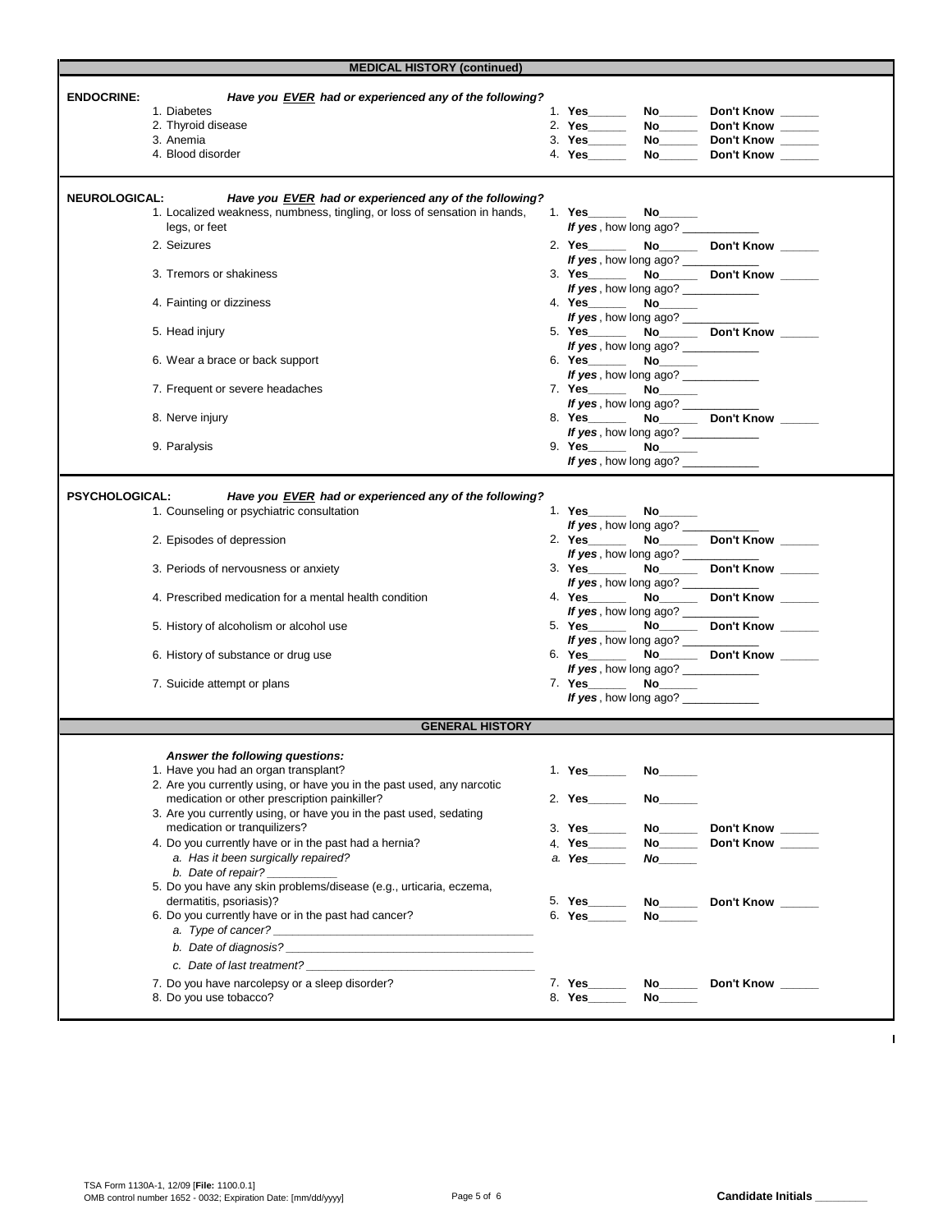## MEDICAL HISTORY (continued)

**ENDOCRINE:** ***Have you EVER had or experienced any of the following?***

1. Diabetes — 1. **Yes**\_\_\_\_\_\_ **No**\_\_\_\_\_\_ **Don't Know** \_\_\_\_\_\_
2. Thyroid disease — 2. **Yes**\_\_\_\_\_\_ **No**\_\_\_\_\_\_ **Don't Know** \_\_\_\_\_\_
3. Anemia — 3. **Yes**\_\_\_\_\_\_ **No**\_\_\_\_\_\_ **Don't Know** \_\_\_\_\_\_
4. Blood disorder — 4. **Yes**\_\_\_\_\_\_ **No**\_\_\_\_\_\_ **Don't Know** \_\_\_\_\_\_

**NEUROLOGICAL:** ***Have you EVER had or experienced any of the following?***

1. Localized weakness, numbness, tingling, or loss of sensation in hands, legs, or feet — 1. **Yes**\_\_\_\_\_\_ **No**\_\_\_\_\_\_ ***If yes***, how long ago? \_\_\_\_\_\_\_\_\_\_\_\_
2. Seizures — 2. **Yes**\_\_\_\_\_\_ **No**\_\_\_\_\_\_ **Don't Know** \_\_\_\_\_\_ ***If yes***, how long ago? \_\_\_\_\_\_\_\_\_\_\_\_
3. Tremors or shakiness — 3. **Yes**\_\_\_\_\_\_ **No**\_\_\_\_\_\_ **Don't Know** \_\_\_\_\_\_ ***If yes***, how long ago? \_\_\_\_\_\_\_\_\_\_\_\_
4. Fainting or dizziness — 4. **Yes**\_\_\_\_\_\_ **No**\_\_\_\_\_\_ ***If yes***, how long ago? \_\_\_\_\_\_\_\_\_\_\_\_
5. Head injury — 5. **Yes**\_\_\_\_\_\_ **No**\_\_\_\_\_\_ **Don't Know** \_\_\_\_\_\_ ***If yes***, how long ago? \_\_\_\_\_\_\_\_\_\_\_\_
6. Wear a brace or back support — 6. **Yes**\_\_\_\_\_\_ **No**\_\_\_\_\_\_ ***If yes***, how long ago? \_\_\_\_\_\_\_\_\_\_\_\_
7. Frequent or severe headaches — 7. **Yes**\_\_\_\_\_\_ **No**\_\_\_\_\_\_ ***If yes***, how long ago? \_\_\_\_\_\_\_\_\_\_\_\_
8. Nerve injury — 8. **Yes**\_\_\_\_\_\_ **No**\_\_\_\_\_\_ **Don't Know** \_\_\_\_\_\_ ***If yes***, how long ago? \_\_\_\_\_\_\_\_\_\_\_\_
9. Paralysis — 9. **Yes**\_\_\_\_\_\_ **No**\_\_\_\_\_\_ ***If yes***, how long ago? \_\_\_\_\_\_\_\_\_\_\_\_

**PSYCHOLOGICAL:** ***Have you EVER had or experienced any of the following?***

1. Counseling or psychiatric consultation — 1. **Yes**\_\_\_\_\_\_ **No**\_\_\_\_\_\_ ***If yes***, how long ago? \_\_\_\_\_\_\_\_\_\_\_\_
2. Episodes of depression — 2. **Yes**\_\_\_\_\_\_ **No**\_\_\_\_\_\_ **Don't Know** \_\_\_\_\_\_ ***If yes***, how long ago? \_\_\_\_\_\_\_\_\_\_\_\_
3. Periods of nervousness or anxiety — 3. **Yes**\_\_\_\_\_\_ **No**\_\_\_\_\_\_ **Don't Know** \_\_\_\_\_\_ ***If yes***, how long ago? \_\_\_\_\_\_\_\_\_\_\_\_
4. Prescribed medication for a mental health condition — 4. **Yes**\_\_\_\_\_\_ **No**\_\_\_\_\_\_ **Don't Know** \_\_\_\_\_\_ ***If yes***, how long ago? \_\_\_\_\_\_\_\_\_\_\_\_
5. History of alcoholism or alcohol use — 5. **Yes**\_\_\_\_\_\_ **No**\_\_\_\_\_\_ **Don't Know** \_\_\_\_\_\_ ***If yes***, how long ago? \_\_\_\_\_\_\_\_\_\_\_\_
6. History of substance or drug use — 6. **Yes**\_\_\_\_\_\_ **No**\_\_\_\_\_\_ **Don't Know** \_\_\_\_\_\_ ***If yes***, how long ago? \_\_\_\_\_\_\_\_\_\_\_\_
7. Suicide attempt or plans — 7. **Yes**\_\_\_\_\_\_ **No**\_\_\_\_\_\_ ***If yes***, how long ago? \_\_\_\_\_\_\_\_\_\_\_\_

## GENERAL HISTORY

***Answer the following questions:***

1. Have you had an organ transplant? — 1. **Yes**\_\_\_\_\_\_ **No**\_\_\_\_\_\_
2. Are you currently using, or have you in the past used, any narcotic medication or other prescription painkiller? — 2. **Yes**\_\_\_\_\_\_ **No**\_\_\_\_\_\_
3. Are you currently using, or have you in the past used, sedating medication or tranquilizers? — 3. **Yes**\_\_\_\_\_\_ **No**\_\_\_\_\_\_ **Don't Know** \_\_\_\_\_\_
4. Do you currently have or in the past had a hernia? — 4. **Yes**\_\_\_\_\_\_ **No**\_\_\_\_\_\_ **Don't Know** \_\_\_\_\_\_
   *a. Has it been surgically repaired?* — *a.* ***Yes***\_\_\_\_\_\_ ***No***\_\_\_\_\_\_
   *b. Date of repair?* \_\_\_\_\_\_\_\_\_\_\_\_
5. Do you have any skin problems/disease (e.g., urticaria, eczema, dermatitis, psoriasis)? — 5. **Yes**\_\_\_\_\_\_ **No**\_\_\_\_\_\_ **Don't Know** \_\_\_\_\_\_
6. Do you currently have or in the past had cancer? — 6. **Yes**\_\_\_\_\_\_ **No**\_\_\_\_\_\_
   *a. Type of cancer?* \_\_\_\_\_\_\_\_\_\_\_\_\_\_\_\_\_\_\_\_\_\_\_\_\_\_\_\_\_\_\_\_\_\_\_\_\_\_\_\_
   *b. Date of diagnosis?* \_\_\_\_\_\_\_\_\_\_\_\_\_\_\_\_\_\_\_\_\_\_\_\_\_\_\_\_\_\_\_\_\_\_\_\_\_\_\_\_
   *c. Date of last treatment?* \_\_\_\_\_\_\_\_\_\_\_\_\_\_\_\_\_\_\_\_\_\_\_\_\_\_\_\_\_\_\_\_\_\_\_\_
7. Do you have narcolepsy or a sleep disorder? — 7. **Yes**\_\_\_\_\_\_ **No**\_\_\_\_\_\_ **Don't Know** \_\_\_\_\_\_
8. Do you use tobacco? — 8. **Yes**\_\_\_\_\_\_ **No**\_\_\_\_\_\_

TSA Form 1130A-1, 12/09 [**File:** 1100.0.1]
OMB control number 1652 - 0032; Expiration Date: [mm/dd/yyyy]

**Candidate Initials** \_\_\_\_\_\_\_\_\_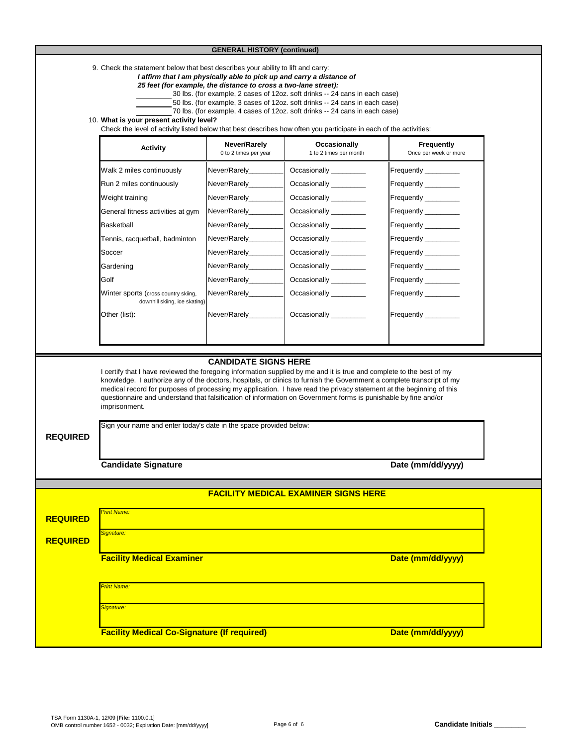## GENERAL HISTORY (continued)

9. Check the statement below that best describes your ability to lift and carry:

   ***I affirm that I am physically able to pick up and carry a distance of 25 feet (for example, the distance to cross a two-lane street):***

   _________ 30 lbs. (for example, 2 cases of 12oz. soft drinks -- 24 cans in each case)
   _________ 50 lbs. (for example, 3 cases of 12oz. soft drinks -- 24 cans in each case)
   _________ 70 lbs. (for example, 4 cases of 12oz. soft drinks -- 24 cans in each case)

10. **What is your present activity level?**

    Check the level of activity listed below that best describes how often you participate in each of the activities:

| Activity | Never/Rarely<br>0 to 2 times per year | Occasionally<br>1 to 2 times per month | Frequently<br>Once per week or more |
|---|---|---|---|
| Walk 2 miles continuously | Never/Rarely_________ | Occasionally _________ | Frequently _________ |
| Run 2 miles continuously | Never/Rarely_________ | Occasionally _________ | Frequently _________ |
| Weight training | Never/Rarely_________ | Occasionally _________ | Frequently _________ |
| General fitness activities at gym | Never/Rarely_________ | Occasionally _________ | Frequently _________ |
| Basketball | Never/Rarely_________ | Occasionally _________ | Frequently _________ |
| Tennis, racquetball, badminton | Never/Rarely_________ | Occasionally _________ | Frequently _________ |
| Soccer | Never/Rarely_________ | Occasionally _________ | Frequently _________ |
| Gardening | Never/Rarely_________ | Occasionally _________ | Frequently _________ |
| Golf | Never/Rarely_________ | Occasionally _________ | Frequently _________ |
| Winter sports (cross country skiing, downhill skiing, ice skating) | Never/Rarely_________ | Occasionally _________ | Frequently _________ |
| Other (list): | Never/Rarely_________ | Occasionally _________ | Frequently _________ |

## CANDIDATE SIGNS HERE

I certify that I have reviewed the foregoing information supplied by me and it is true and complete to the best of my knowledge. I authorize any of the doctors, hospitals, or clinics to furnish the Government a complete transcript of my medical record for purposes of processing my application. I have read the privacy statement at the beginning of this questionnaire and understand that falsification of information on Government forms is punishable by fine and/or imprisonment.

**REQUIRED**

Sign your name and enter today's date in the space provided below:

**Candidate Signature** **Date (mm/dd/yyyy)**

## FACILITY MEDICAL EXAMINER SIGNS HERE

**REQUIRED** *Print Name:*

**REQUIRED** *Signature:*

**Facility Medical Examiner** **Date (mm/dd/yyyy)**

*Print Name:*

*Signature:*

**Facility Medical Co-Signature (If required)** **Date (mm/dd/yyyy)**

TSA Form 1130A-1, 12/09 [**File:** 1100.0.1]
OMB control number 1652 - 0032; Expiration Date: [mm/dd/yyyy]

**Candidate Initials _________**